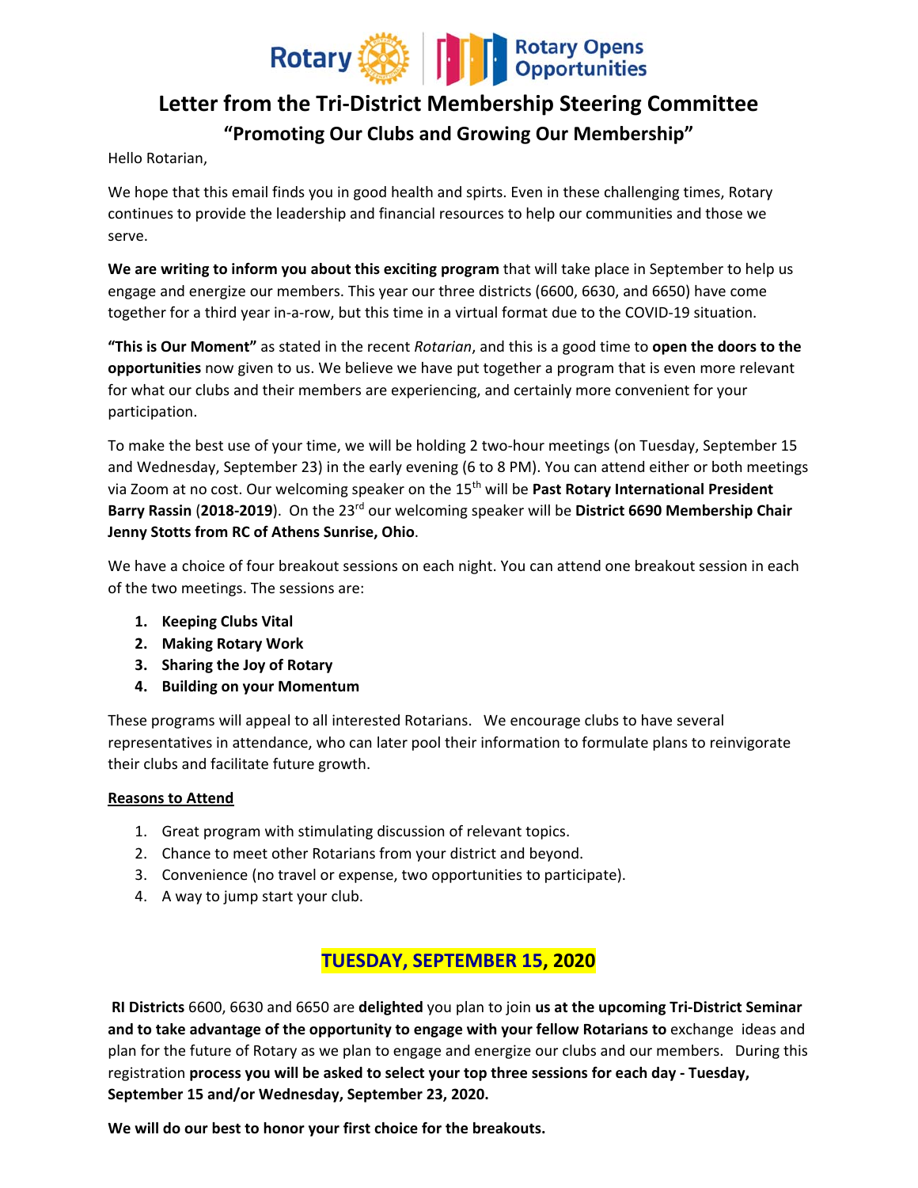Rotary | Rotary Opens Opportunities

# Letter from the Tri-District Membership Steering Committee

## "Promoting Our Clubs and Growing Our Membership"

Hello Rotarian,

We hope that this email finds you in good health and spirts. Even in these challenging times, Rotary continues to provide the leadership and financial resources to help our communities and those we serve.

**We are writing to inform you about this exciting program** that will take place in September to help us engage and energize our members. This year our three districts (6600, 6630, and 6650) have come together for a third year in-a-row, but this time in a virtual format due to the COVID-19 situation.

**"This is Our Moment"** as stated in the recent *Rotarian*, and this is a good time to **open the doors to the opportunities** now given to us. We believe we have put together a program that is even more relevant for what our clubs and their members are experiencing, and certainly more convenient for your participation.

To make the best use of your time, we will be holding 2 two-hour meetings (on Tuesday, September 15 and Wednesday, September 23) in the early evening (6 to 8 PM). You can attend either or both meetings via Zoom at no cost. Our welcoming speaker on the 15th will be **Past Rotary International President Barry Rassin** (**2018-2019**). On the 23rd our welcoming speaker will be **District 6690 Membership Chair Jenny Stotts from RC of Athens Sunrise, Ohio**.

We have a choice of four breakout sessions on each night. You can attend one breakout session in each of the two meetings. The sessions are:

1. **Keeping Clubs Vital**
2. **Making Rotary Work**
3. **Sharing the Joy of Rotary**
4. **Building on your Momentum**

These programs will appeal to all interested Rotarians. We encourage clubs to have several representatives in attendance, who can later pool their information to formulate plans to reinvigorate their clubs and facilitate future growth.

**Reasons to Attend**

1. Great program with stimulating discussion of relevant topics.
2. Chance to meet other Rotarians from your district and beyond.
3. Convenience (no travel or expense, two opportunities to participate).
4. A way to jump start your club.

## TUESDAY, SEPTEMBER 15, 2020

**RI Districts** 6600, 6630 and 6650 are **delighted** you plan to join **us at the upcoming Tri-District Seminar and to take advantage of the opportunity to engage with your fellow Rotarians to** exchange ideas and plan for the future of Rotary as we plan to engage and energize our clubs and our members. During this registration **process you will be asked to select your top three sessions for each day - Tuesday, September 15 and/or Wednesday, September 23, 2020.**

**We will do our best to honor your first choice for the breakouts.**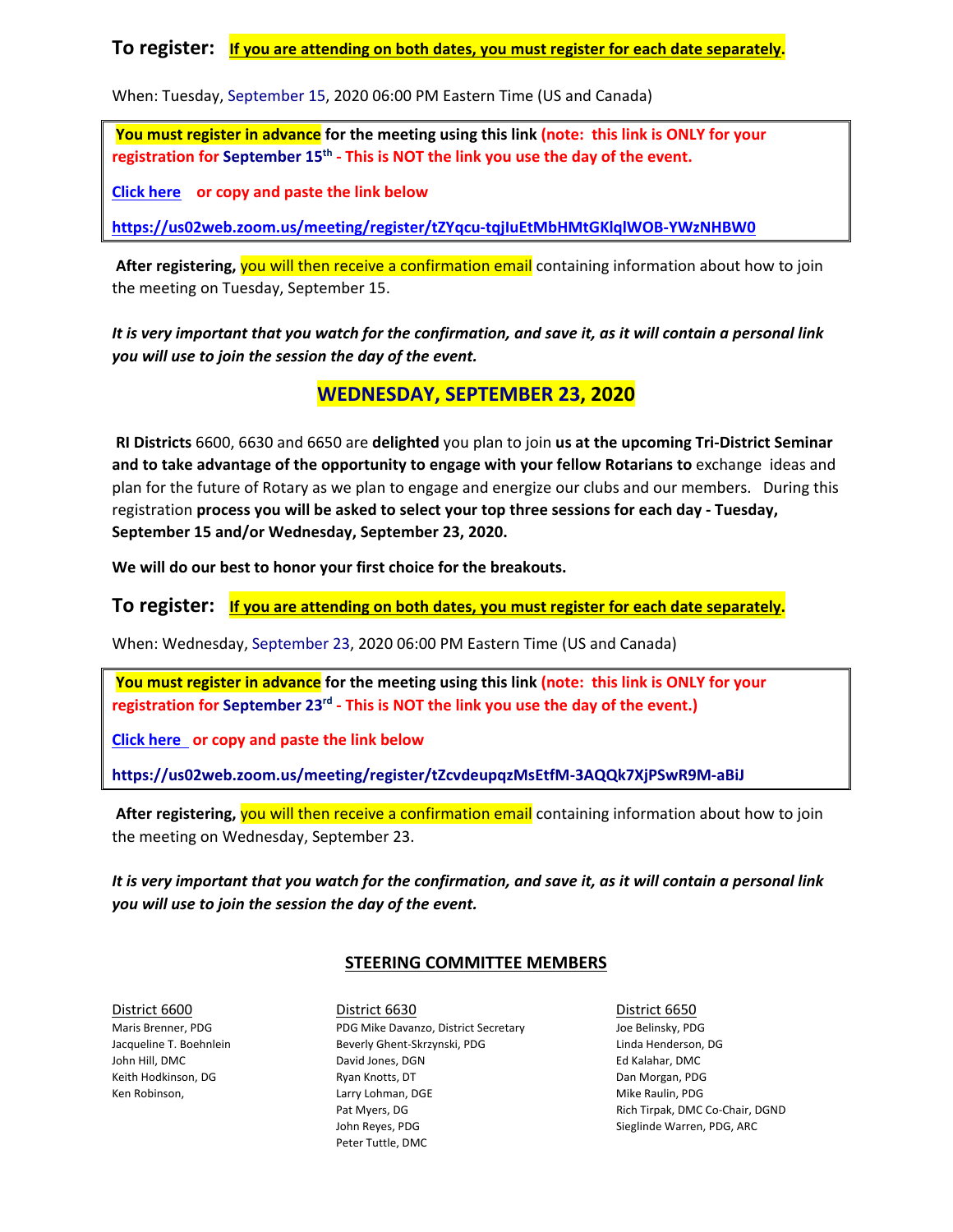**To register:** **If you are attending on both dates, you must register for each date separately.**

When: Tuesday, September 15, 2020 06:00 PM Eastern Time (US and Canada)

**You must register in advance for the meeting using this link (note: this link is ONLY for your registration for September 15th - This is NOT the link you use the day of the event.**

**Click here or copy and paste the link below**

**https://us02web.zoom.us/meeting/register/tZYqcu-tqjIuEtMbHMtGKlqlWOB-YWzNHBW0**

**After registering,** you will then receive a confirmation email containing information about how to join the meeting on Tuesday, September 15.

***It is very important that you watch for the confirmation, and save it, as it will contain a personal link you will use to join the session the day of the event.***

## WEDNESDAY, SEPTEMBER 23, 2020

**RI Districts** 6600, 6630 and 6650 are **delighted** you plan to join **us at the upcoming Tri-District Seminar and to take advantage of the opportunity to engage with your fellow Rotarians to** exchange ideas and plan for the future of Rotary as we plan to engage and energize our clubs and our members. During this registration **process you will be asked to select your top three sessions for each day - Tuesday, September 15 and/or Wednesday, September 23, 2020.**

**We will do our best to honor your first choice for the breakouts.**

**To register:** **If you are attending on both dates, you must register for each date separately.**

When: Wednesday, September 23, 2020 06:00 PM Eastern Time (US and Canada)

**You must register in advance for the meeting using this link (note: this link is ONLY for your registration for September 23rd - This is NOT the link you use the day of the event.)**

**Click here or copy and paste the link below**

**https://us02web.zoom.us/meeting/register/tZcvdeupqzMsEtfM-3AQQk7XjPSwR9M-aBiJ**

**After registering,** you will then receive a confirmation email containing information about how to join the meeting on Wednesday, September 23.

***It is very important that you watch for the confirmation, and save it, as it will contain a personal link you will use to join the session the day of the event.***

## STEERING COMMITTEE MEMBERS

District 6600
- Maris Brenner, PDG
- Jacqueline T. Boehnlein
- John Hill, DMC
- Keith Hodkinson, DG
- Ken Robinson,

District 6630
- PDG Mike Davanzo, District Secretary
- Beverly Ghent-Skrzynski, PDG
- David Jones, DGN
- Ryan Knotts, DT
- Larry Lohman, DGE
- Pat Myers, DG
- John Reyes, PDG
- Peter Tuttle, DMC

District 6650
- Joe Belinsky, PDG
- Linda Henderson, DG
- Ed Kalahar, DMC
- Dan Morgan, PDG
- Mike Raulin, PDG
- Rich Tirpak, DMC Co-Chair, DGND
- Sieglinde Warren, PDG, ARC